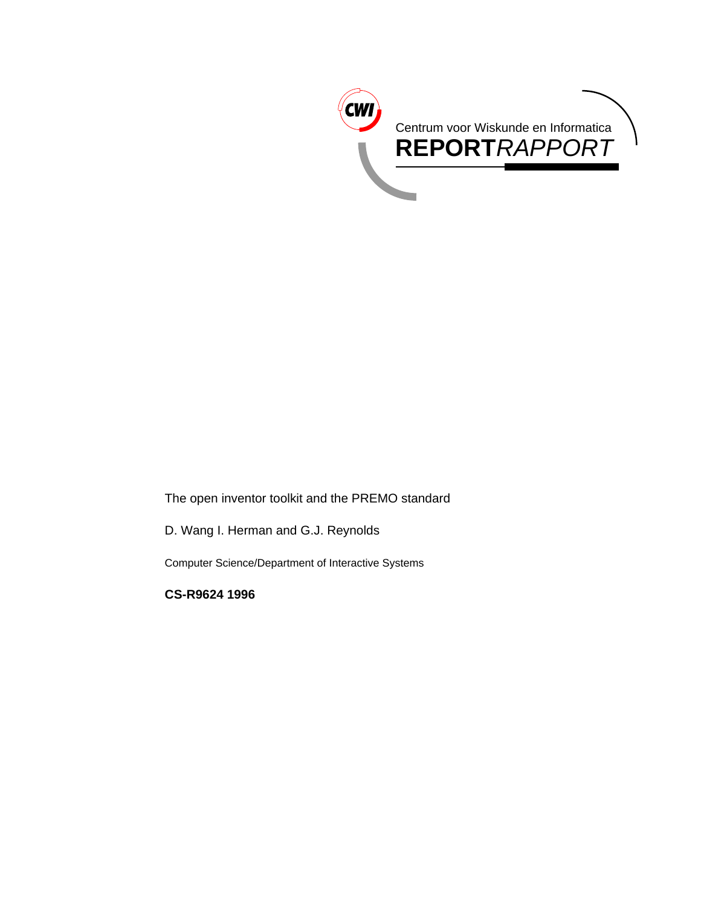Centrum voor Wiskunde en Informatica

**REPORT***RAPPORT*

The open inventor toolkit and the PREMO standard

D. Wang I. Herman and G.J. Reynolds

Computer Science/Department of Interactive Systems

**CS-R9624 1996**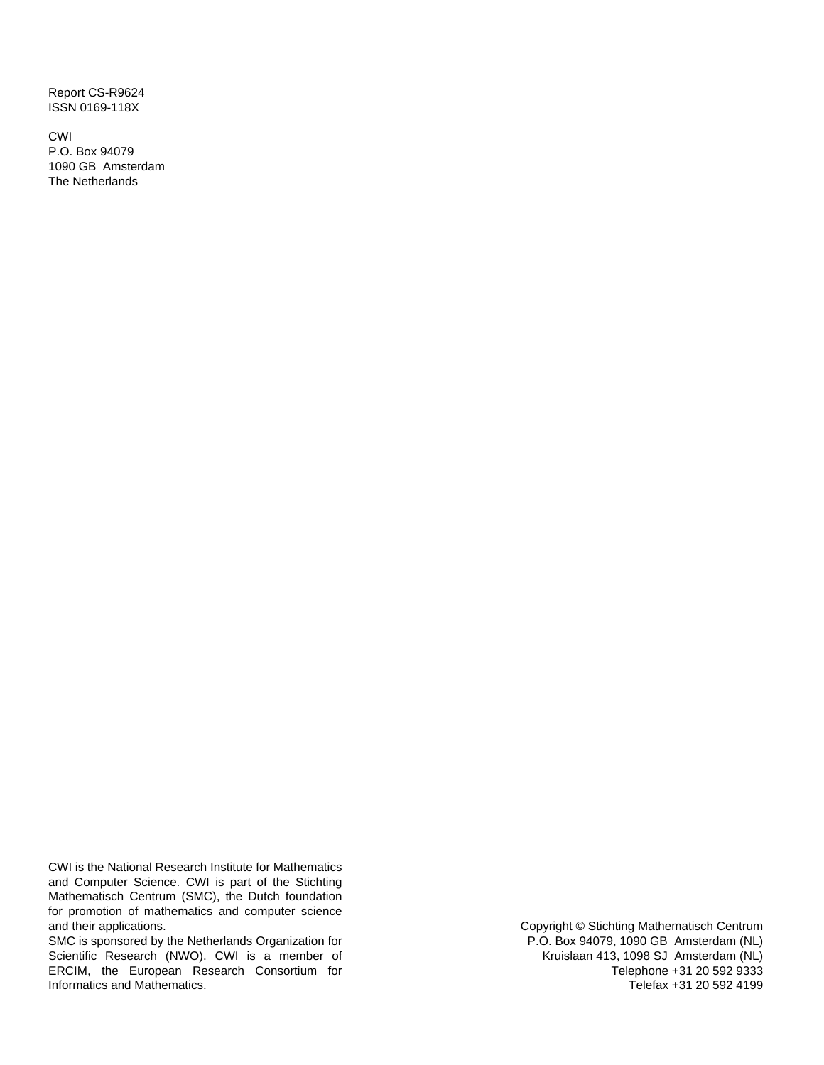Report CS-R9624
ISSN 0169-118X

CWI
P.O. Box 94079
1090 GB Amsterdam
The Netherlands

CWI is the National Research Institute for Mathematics and Computer Science. CWI is part of the Stichting Mathematisch Centrum (SMC), the Dutch foundation for promotion of mathematics and computer science and their applications.
SMC is sponsored by the Netherlands Organization for Scientific Research (NWO). CWI is a member of ERCIM, the European Research Consortium for Informatics and Mathematics.

Copyright © Stichting Mathematisch Centrum
P.O. Box 94079, 1090 GB Amsterdam (NL)
Kruislaan 413, 1098 SJ Amsterdam (NL)
Telephone +31 20 592 9333
Telefax +31 20 592 4199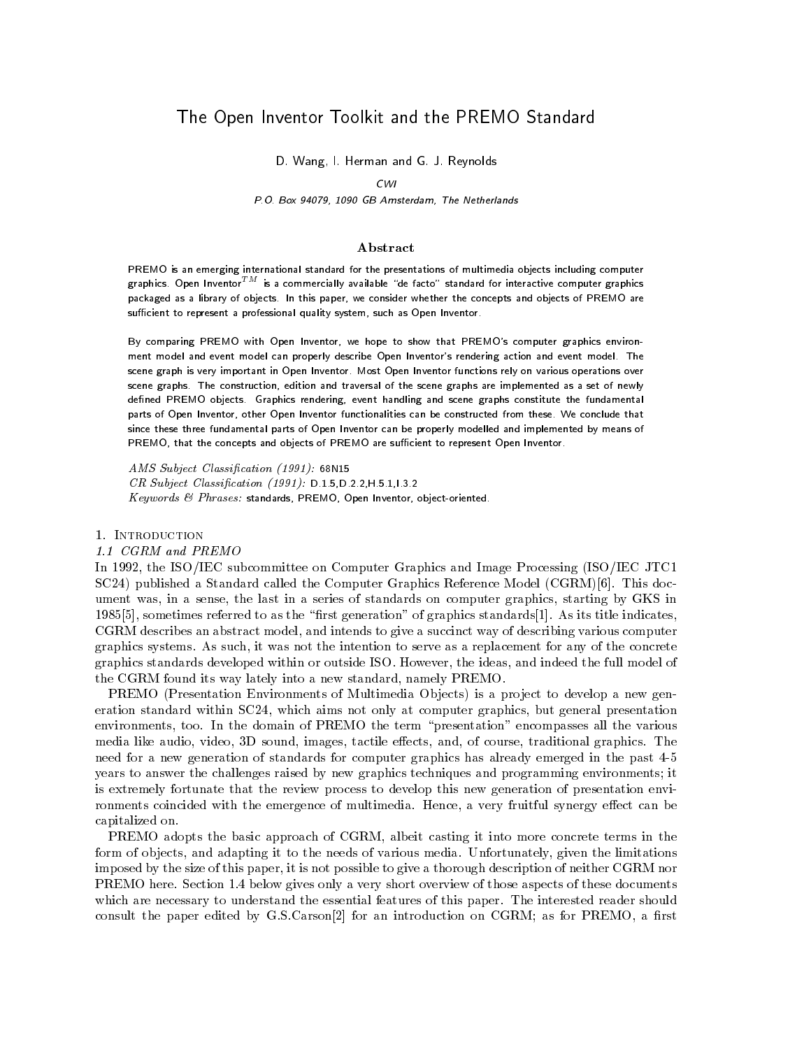# The Open Inventor Toolkit and the PREMO Standard

D. Wang, I. Herman and G. J. Reynolds

*CWI*

*P.O. Box 94079, 1090 GB Amsterdam, The Netherlands*

## Abstract

PREMO is an emerging international standard for the presentations of multimedia objects including computer graphics. Open Inventor$^{TM}$ is a commercially available "de facto" standard for interactive computer graphics packaged as a library of objects. In this paper, we consider whether the concepts and objects of PREMO are sufficient to represent a professional quality system, such as Open Inventor.

By comparing PREMO with Open Inventor, we hope to show that PREMO's computer graphics environment model and event model can properly describe Open Inventor's rendering action and event model. The scene graph is very important in Open Inventor. Most Open Inventor functions rely on various operations over scene graphs. The construction, edition and traversal of the scene graphs are implemented as a set of newly defined PREMO objects. Graphics rendering, event handling and scene graphs constitute the fundamental parts of Open Inventor, other Open Inventor functionalities can be constructed from these. We conclude that since these three fundamental parts of Open Inventor can be properly modelled and implemented by means of PREMO, that the concepts and objects of PREMO are sufficient to represent Open Inventor.

*AMS Subject Classification (1991):* 68N15
*CR Subject Classification (1991):* D.1.5,D.2.2,H.5.1,I.3.2
*Keywords & Phrases:* standards, PREMO, Open Inventor, object-oriented.

## 1. Introduction

### 1.1 CGRM and PREMO

In 1992, the ISO/IEC subcommittee on Computer Graphics and Image Processing (ISO/IEC JTC1 SC24) published a Standard called the Computer Graphics Reference Model (CGRM)[6]. This document was, in a sense, the last in a series of standards on computer graphics, starting by GKS in 1985[5], sometimes referred to as the "first generation" of graphics standards[1]. As its title indicates, CGRM describes an abstract model, and intends to give a succinct way of describing various computer graphics systems. As such, it was not the intention to serve as a replacement for any of the concrete graphics standards developed within or outside ISO. However, the ideas, and indeed the full model of the CGRM found its way lately into a new standard, namely PREMO.

PREMO (Presentation Environments of Multimedia Objects) is a project to develop a new generation standard within SC24, which aims not only at computer graphics, but general presentation environments, too. In the domain of PREMO the term "presentation" encompasses all the various media like audio, video, 3D sound, images, tactile effects, and, of course, traditional graphics. The need for a new generation of standards for computer graphics has already emerged in the past 4-5 years to answer the challenges raised by new graphics techniques and programming environments; it is extremely fortunate that the review process to develop this new generation of presentation environments coincided with the emergence of multimedia. Hence, a very fruitful synergy effect can be capitalized on.

PREMO adopts the basic approach of CGRM, albeit casting it into more concrete terms in the form of objects, and adapting it to the needs of various media. Unfortunately, given the limitations imposed by the size of this paper, it is not possible to give a thorough description of neither CGRM nor PREMO here. Section 1.4 below gives only a very short overview of those aspects of these documents which are necessary to understand the essential features of this paper. The interested reader should consult the paper edited by G.S.Carson[2] for an introduction on CGRM; as for PREMO, a first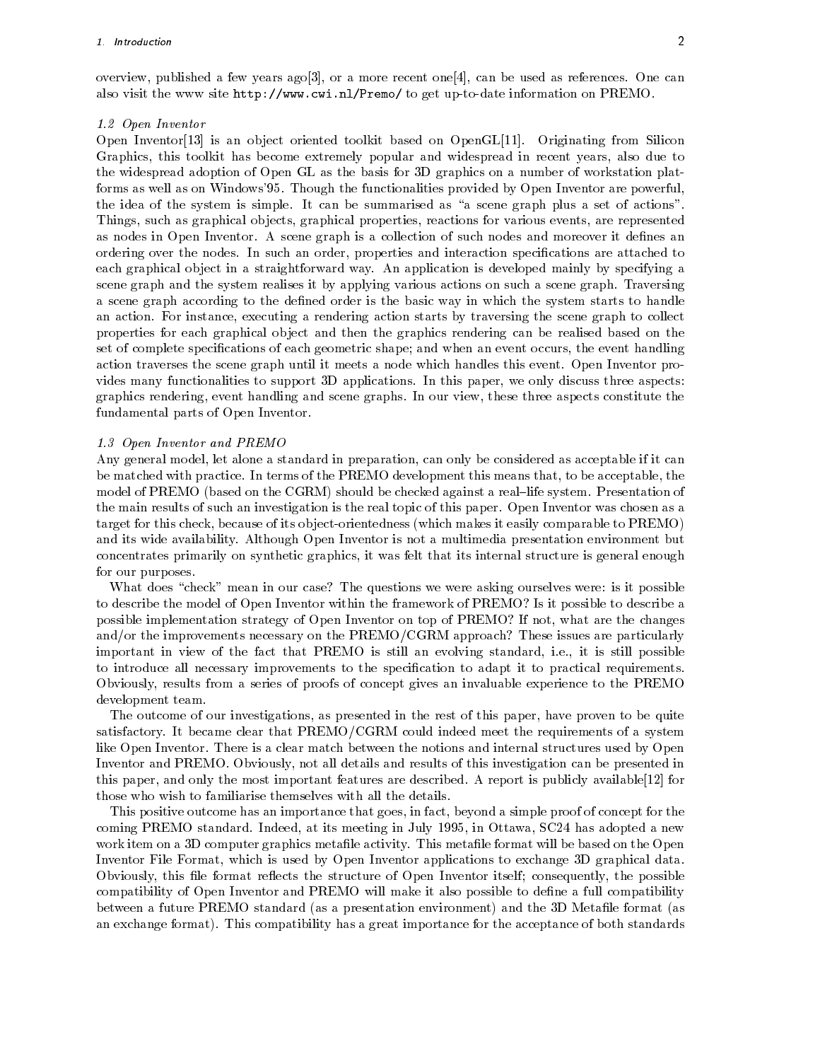overview, published a few years ago[3], or a more recent one[4], can be used as references. One can also visit the www site http://www.cwi.nl/Premo/ to get up-to-date information on PREMO.

### 1.2 Open Inventor

Open Inventor[13] is an object oriented toolkit based on OpenGL[11]. Originating from Silicon Graphics, this toolkit has become extremely popular and widespread in recent years, also due to the widespread adoption of Open GL as the basis for 3D graphics on a number of workstation platforms as well as on Windows'95. Though the functionalities provided by Open Inventor are powerful, the idea of the system is simple. It can be summarised as "a scene graph plus a set of actions". Things, such as graphical objects, graphical properties, reactions for various events, are represented as nodes in Open Inventor. A scene graph is a collection of such nodes and moreover it defines an ordering over the nodes. In such an order, properties and interaction specifications are attached to each graphical object in a straightforward way. An application is developed mainly by specifying a scene graph and the system realises it by applying various actions on such a scene graph. Traversing a scene graph according to the defined order is the basic way in which the system starts to handle an action. For instance, executing a rendering action starts by traversing the scene graph to collect properties for each graphical object and then the graphics rendering can be realised based on the set of complete specifications of each geometric shape; and when an event occurs, the event handling action traverses the scene graph until it meets a node which handles this event. Open Inventor provides many functionalities to support 3D applications. In this paper, we only discuss three aspects: graphics rendering, event handling and scene graphs. In our view, these three aspects constitute the fundamental parts of Open Inventor.

### 1.3 Open Inventor and PREMO

Any general model, let alone a standard in preparation, can only be considered as acceptable if it can be matched with practice. In terms of the PREMO development this means that, to be acceptable, the model of PREMO (based on the CGRM) should be checked against a real–life system. Presentation of the main results of such an investigation is the real topic of this paper. Open Inventor was chosen as a target for this check, because of its object-orientedness (which makes it easily comparable to PREMO) and its wide availability. Although Open Inventor is not a multimedia presentation environment but concentrates primarily on synthetic graphics, it was felt that its internal structure is general enough for our purposes.

What does "check" mean in our case? The questions we were asking ourselves were: is it possible to describe the model of Open Inventor within the framework of PREMO? Is it possible to describe a possible implementation strategy of Open Inventor on top of PREMO? If not, what are the changes and/or the improvements necessary on the PREMO/CGRM approach? These issues are particularly important in view of the fact that PREMO is still an evolving standard, i.e., it is still possible to introduce all necessary improvements to the specification to adapt it to practical requirements. Obviously, results from a series of proofs of concept gives an invaluable experience to the PREMO development team.

The outcome of our investigations, as presented in the rest of this paper, have proven to be quite satisfactory. It became clear that PREMO/CGRM could indeed meet the requirements of a system like Open Inventor. There is a clear match between the notions and internal structures used by Open Inventor and PREMO. Obviously, not all details and results of this investigation can be presented in this paper, and only the most important features are described. A report is publicly available[12] for those who wish to familiarise themselves with all the details.

This positive outcome has an importance that goes, in fact, beyond a simple proof of concept for the coming PREMO standard. Indeed, at its meeting in July 1995, in Ottawa, SC24 has adopted a new work item on a 3D computer graphics metafile activity. This metafile format will be based on the Open Inventor File Format, which is used by Open Inventor applications to exchange 3D graphical data. Obviously, this file format reflects the structure of Open Inventor itself; consequently, the possible compatibility of Open Inventor and PREMO will make it also possible to define a full compatibility between a future PREMO standard (as a presentation environment) and the 3D Metafile format (as an exchange format). This compatibility has a great importance for the acceptance of both standards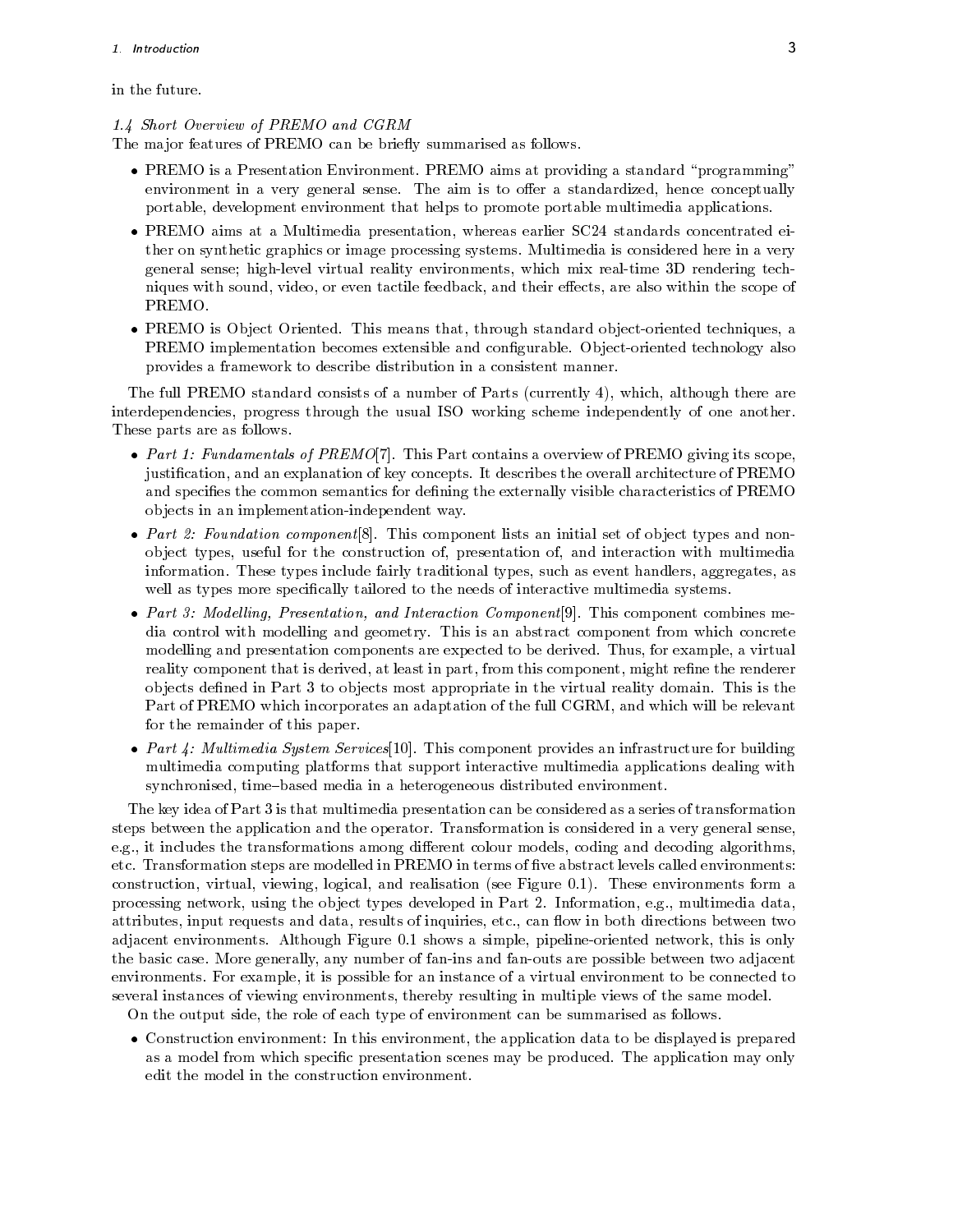in the future.

### 1.4 Short Overview of PREMO and CGRM

The major features of PREMO can be briefly summarised as follows.

- PREMO is a Presentation Environment. PREMO aims at providing a standard "programming" environment in a very general sense. The aim is to offer a standardized, hence conceptually portable, development environment that helps to promote portable multimedia applications.
- PREMO aims at a Multimedia presentation, whereas earlier SC24 standards concentrated either on synthetic graphics or image processing systems. Multimedia is considered here in a very general sense; high-level virtual reality environments, which mix real-time 3D rendering techniques with sound, video, or even tactile feedback, and their effects, are also within the scope of PREMO.
- PREMO is Object Oriented. This means that, through standard object-oriented techniques, a PREMO implementation becomes extensible and configurable. Object-oriented technology also provides a framework to describe distribution in a consistent manner.

The full PREMO standard consists of a number of Parts (currently 4), which, although there are interdependencies, progress through the usual ISO working scheme independently of one another. These parts are as follows.

- *Part 1: Fundamentals of PREMO*[7]. This Part contains a overview of PREMO giving its scope, justification, and an explanation of key concepts. It describes the overall architecture of PREMO and specifies the common semantics for defining the externally visible characteristics of PREMO objects in an implementation-independent way.
- *Part 2: Foundation component*[8]. This component lists an initial set of object types and non-object types, useful for the construction of, presentation of, and interaction with multimedia information. These types include fairly traditional types, such as event handlers, aggregates, as well as types more specifically tailored to the needs of interactive multimedia systems.
- *Part 3: Modelling, Presentation, and Interaction Component*[9]. This component combines media control with modelling and geometry. This is an abstract component from which concrete modelling and presentation components are expected to be derived. Thus, for example, a virtual reality component that is derived, at least in part, from this component, might refine the renderer objects defined in Part 3 to objects most appropriate in the virtual reality domain. This is the Part of PREMO which incorporates an adaptation of the full CGRM, and which will be relevant for the remainder of this paper.
- *Part 4: Multimedia System Services*[10]. This component provides an infrastructure for building multimedia computing platforms that support interactive multimedia applications dealing with synchronised, time–based media in a heterogeneous distributed environment.

The key idea of Part 3 is that multimedia presentation can be considered as a series of transformation steps between the application and the operator. Transformation is considered in a very general sense, e.g., it includes the transformations among different colour models, coding and decoding algorithms, etc. Transformation steps are modelled in PREMO in terms of five abstract levels called environments: construction, virtual, viewing, logical, and realisation (see Figure 0.1). These environments form a processing network, using the object types developed in Part 2. Information, e.g., multimedia data, attributes, input requests and data, results of inquiries, etc., can flow in both directions between two adjacent environments. Although Figure 0.1 shows a simple, pipeline-oriented network, this is only the basic case. More generally, any number of fan-ins and fan-outs are possible between two adjacent environments. For example, it is possible for an instance of a virtual environment to be connected to several instances of viewing environments, thereby resulting in multiple views of the same model.

On the output side, the role of each type of environment can be summarised as follows.

- Construction environment: In this environment, the application data to be displayed is prepared as a model from which specific presentation scenes may be produced. The application may only edit the model in the construction environment.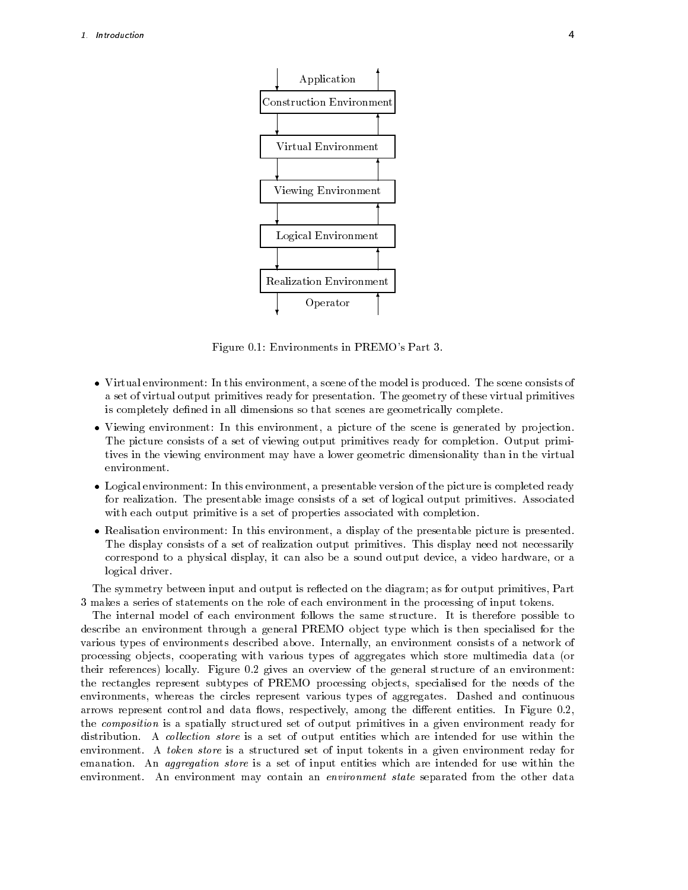Application

Construction Environment

Virtual Environment

Viewing Environment

Logical Environment

Realization Environment

Operator

Figure 0.1: Environments in PREMO's Part 3.

- Virtual environment: In this environment, a scene of the model is produced. The scene consists of a set of virtual output primitives ready for presentation. The geometry of these virtual primitives is completely defined in all dimensions so that scenes are geometrically complete.
- Viewing environment: In this environment, a picture of the scene is generated by projection. The picture consists of a set of viewing output primitives ready for completion. Output primitives in the viewing environment may have a lower geometric dimensionality than in the virtual environment.
- Logical environment: In this environment, a presentable version of the picture is completed ready for realization. The presentable image consists of a set of logical output primitives. Associated with each output primitive is a set of properties associated with completion.
- Realisation environment: In this environment, a display of the presentable picture is presented. The display consists of a set of realization output primitives. This display need not necessarily correspond to a physical display, it can also be a sound output device, a video hardware, or a logical driver.

The symmetry between input and output is reflected on the diagram; as for output primitives, Part 3 makes a series of statements on the role of each environment in the processing of input tokens.

The internal model of each environment follows the same structure. It is therefore possible to describe an environment through a general PREMO object type which is then specialised for the various types of environments described above. Internally, an environment consists of a network of processing objects, cooperating with various types of aggregates which store multimedia data (or their references) locally. Figure 0.2 gives an overview of the general structure of an environment: the rectangles represent subtypes of PREMO processing objects, specialised for the needs of the environments, whereas the circles represent various types of aggregates. Dashed and continuous arrows represent control and data flows, respectively, among the different entities. In Figure 0.2, the *composition* is a spatially structured set of output primitives in a given environment ready for distribution. A *collection store* is a set of output entities which are intended for use within the environment. A *token store* is a structured set of input tokents in a given environment reday for emanation. An *aggregation store* is a set of input entities which are intended for use within the environment. An environment may contain an *environment state* separated from the other data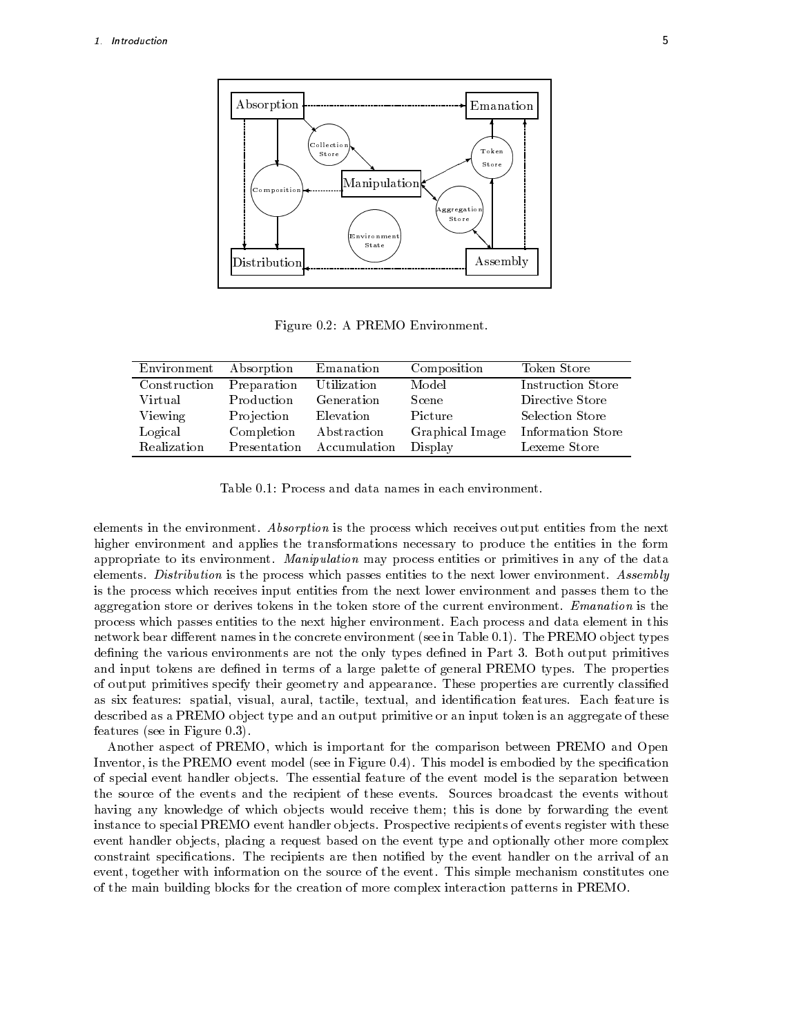Figure 0.2: A PREMO Environment.

| Environment | Absorption | Emanation | Composition | Token Store |
|---|---|---|---|---|
| Construction | Preparation | Utilization | Model | Instruction Store |
| Virtual | Production | Generation | Scene | Directive Store |
| Viewing | Projection | Elevation | Picture | Selection Store |
| Logical | Completion | Abstraction | Graphical Image | Information Store |
| Realization | Presentation | Accumulation | Display | Lexeme Store |

Table 0.1: Process and data names in each environment.

elements in the environment. *Absorption* is the process which receives output entities from the next higher environment and applies the transformations necessary to produce the entities in the form appropriate to its environment. *Manipulation* may process entities or primitives in any of the data elements. *Distribution* is the process which passes entities to the next lower environment. *Assembly* is the process which receives input entities from the next lower environment and passes them to the aggregation store or derives tokens in the token store of the current environment. *Emanation* is the process which passes entities to the next higher environment. Each process and data element in this network bear different names in the concrete environment (see in Table 0.1). The PREMO object types defining the various environments are not the only types defined in Part 3. Both output primitives and input tokens are defined in terms of a large palette of general PREMO types. The properties of output primitives specify their geometry and appearance. These properties are currently classified as six features: spatial, visual, aural, tactile, textual, and identification features. Each feature is described as a PREMO object type and an output primitive or an input token is an aggregate of these features (see in Figure 0.3).

Another aspect of PREMO, which is important for the comparison between PREMO and Open Inventor, is the PREMO event model (see in Figure 0.4). This model is embodied by the specification of special event handler objects. The essential feature of the event model is the separation between the source of the events and the recipient of these events. Sources broadcast the events without having any knowledge of which objects would receive them; this is done by forwarding the event instance to special PREMO event handler objects. Prospective recipients of events register with these event handler objects, placing a request based on the event type and optionally other more complex constraint specifications. The recipients are then notified by the event handler on the arrival of an event, together with information on the source of the event. This simple mechanism constitutes one of the main building blocks for the creation of more complex interaction patterns in PREMO.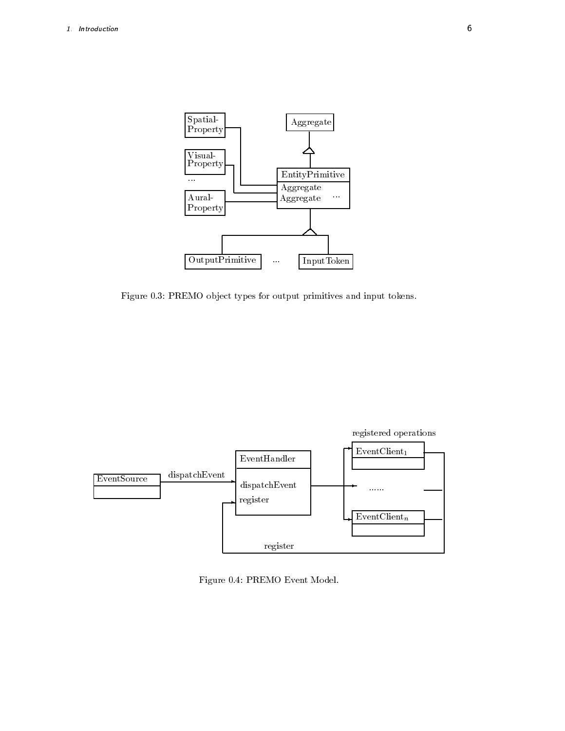Figure 0.3: PREMO object types for output primitives and input tokens.

Figure 0.4: PREMO Event Model.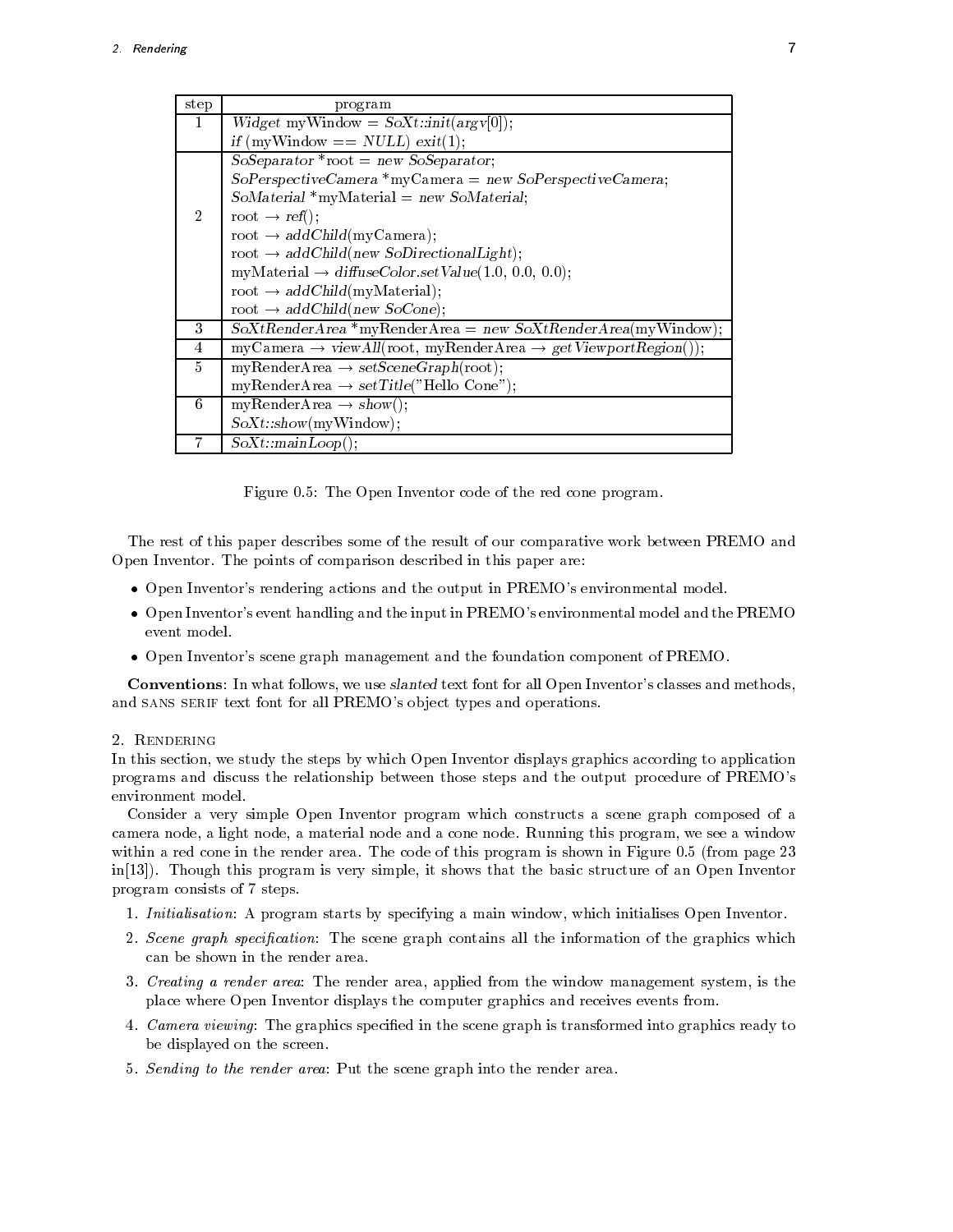| step | program |
| --- | --- |
| 1 | *Widget* myWindow = *SoXt::init*(*argv*[0]);<br>*if* (myWindow == *NULL*) *exit*(1); |
| 2 | *SoSeparator* *root = *new SoSeparator*;<br>*SoPerspectiveCamera* *myCamera = *new SoPerspectiveCamera*;<br>*SoMaterial* *myMaterial = *new SoMaterial*;<br>root → *ref*();<br>root → *addChild*(myCamera);<br>root → *addChild*(*new SoDirectionalLight*);<br>myMaterial → *diffuseColor.setValue*(1.0, 0.0, 0.0);<br>root → *addChild*(myMaterial);<br>root → *addChild*(*new SoCone*); |
| 3 | *SoXtRenderArea* *myRenderArea = *new SoXtRenderArea*(myWindow); |
| 4 | myCamera → *viewAll*(root, myRenderArea → *getViewportRegion*()); |
| 5 | myRenderArea → *setSceneGraph*(root);<br>myRenderArea → *setTitle*("Hello Cone"); |
| 6 | myRenderArea → *show*();<br>*SoXt::show*(myWindow); |
| 7 | *SoXt::mainLoop*(); |

Figure 0.5: The Open Inventor code of the red cone program.

The rest of this paper describes some of the result of our comparative work between PREMO and Open Inventor. The points of comparison described in this paper are:

- Open Inventor's rendering actions and the output in PREMO's environmental model.
- Open Inventor's event handling and the input in PREMO's environmental model and the PREMO event model.
- Open Inventor's scene graph management and the foundation component of PREMO.

**Conventions**: In what follows, we use *slanted* text font for all Open Inventor's classes and methods, and SANS SERIF text font for all PREMO's object types and operations.

## 2. Rendering

In this section, we study the steps by which Open Inventor displays graphics according to application programs and discuss the relationship between those steps and the output procedure of PREMO's environment model.

Consider a very simple Open Inventor program which constructs a scene graph composed of a camera node, a light node, a material node and a cone node. Running this program, we see a window within a red cone in the render area. The code of this program is shown in Figure 0.5 (from page 23 in[13]). Though this program is very simple, it shows that the basic structure of an Open Inventor program consists of 7 steps.

1. *Initialisation*: A program starts by specifying a main window, which initialises Open Inventor.
2. *Scene graph specification*: The scene graph contains all the information of the graphics which can be shown in the render area.
3. *Creating a render area*: The render area, applied from the window management system, is the place where Open Inventor displays the computer graphics and receives events from.
4. *Camera viewing*: The graphics specified in the scene graph is transformed into graphics ready to be displayed on the screen.
5. *Sending to the render area*: Put the scene graph into the render area.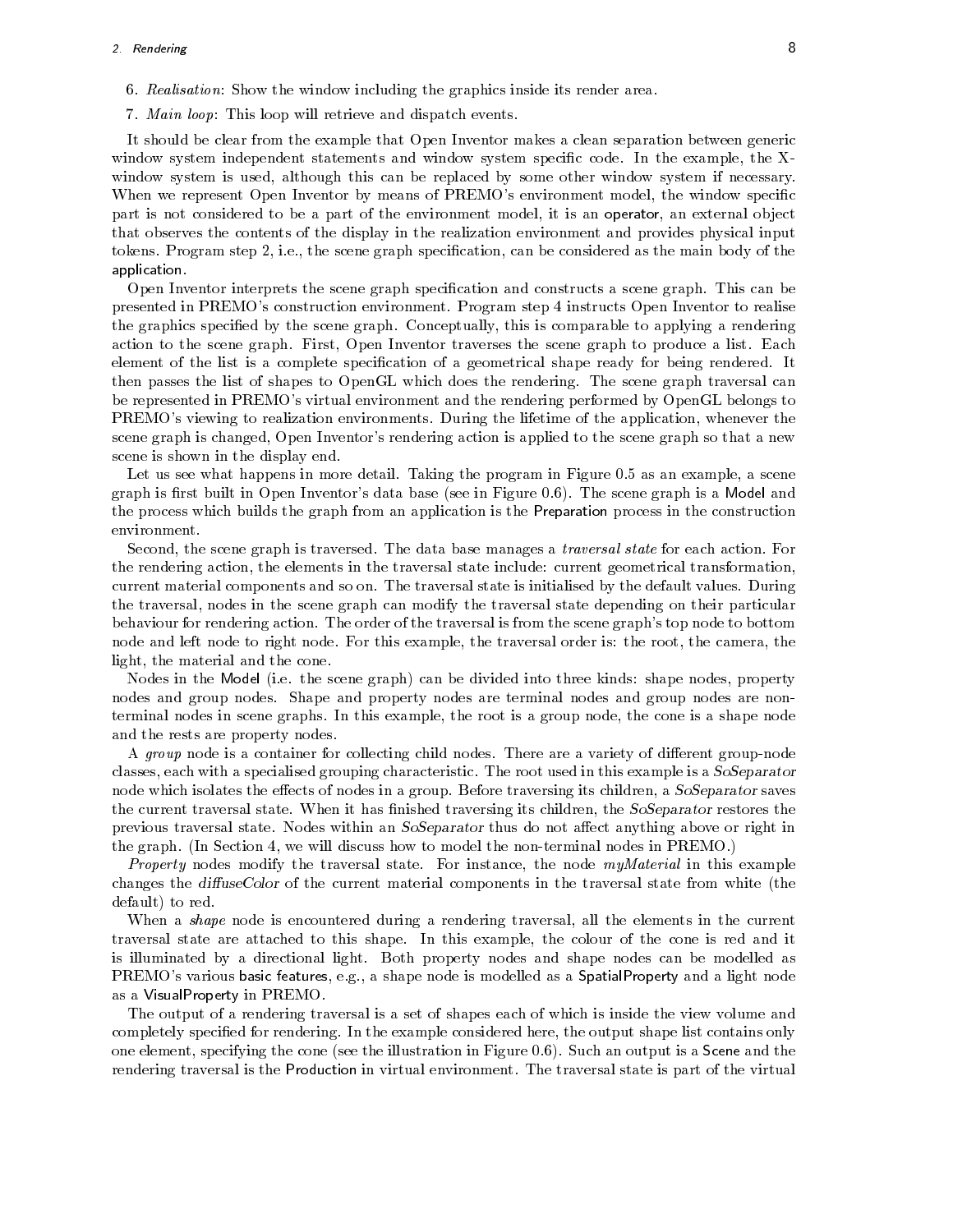6. *Realisation*: Show the window including the graphics inside its render area.
7. *Main loop*: This loop will retrieve and dispatch events.

It should be clear from the example that Open Inventor makes a clean separation between generic window system independent statements and window system specific code. In the example, the X-window system is used, although this can be replaced by some other window system if necessary. When we represent Open Inventor by means of PREMO's environment model, the window specific part is not considered to be a part of the environment model, it is an operator, an external object that observes the contents of the display in the realization environment and provides physical input tokens. Program step 2, i.e., the scene graph specification, can be considered as the main body of the application.

Open Inventor interprets the scene graph specification and constructs a scene graph. This can be presented in PREMO's construction environment. Program step 4 instructs Open Inventor to realise the graphics specified by the scene graph. Conceptually, this is comparable to applying a rendering action to the scene graph. First, Open Inventor traverses the scene graph to produce a list. Each element of the list is a complete specification of a geometrical shape ready for being rendered. It then passes the list of shapes to OpenGL which does the rendering. The scene graph traversal can be represented in PREMO's virtual environment and the rendering performed by OpenGL belongs to PREMO's viewing to realization environments. During the lifetime of the application, whenever the scene graph is changed, Open Inventor's rendering action is applied to the scene graph so that a new scene is shown in the display end.

Let us see what happens in more detail. Taking the program in Figure 0.5 as an example, a scene graph is first built in Open Inventor's data base (see in Figure 0.6). The scene graph is a Model and the process which builds the graph from an application is the Preparation process in the construction environment.

Second, the scene graph is traversed. The data base manages a *traversal state* for each action. For the rendering action, the elements in the traversal state include: current geometrical transformation, current material components and so on. The traversal state is initialised by the default values. During the traversal, nodes in the scene graph can modify the traversal state depending on their particular behaviour for rendering action. The order of the traversal is from the scene graph's top node to bottom node and left node to right node. For this example, the traversal order is: the root, the camera, the light, the material and the cone.

Nodes in the Model (i.e. the scene graph) can be divided into three kinds: shape nodes, property nodes and group nodes. Shape and property nodes are terminal nodes and group nodes are non-terminal nodes in scene graphs. In this example, the root is a group node, the cone is a shape node and the rests are property nodes.

A *group* node is a container for collecting child nodes. There are a variety of different group-node classes, each with a specialised grouping characteristic. The root used in this example is a *SoSeparator* node which isolates the effects of nodes in a group. Before traversing its children, a *SoSeparator* saves the current traversal state. When it has finished traversing its children, the *SoSeparator* restores the previous traversal state. Nodes within an *SoSeparator* thus do not affect anything above or right in the graph. (In Section 4, we will discuss how to model the non-terminal nodes in PREMO.)

*Property* nodes modify the traversal state. For instance, the node *myMaterial* in this example changes the *diffuseColor* of the current material components in the traversal state from white (the default) to red.

When a *shape* node is encountered during a rendering traversal, all the elements in the current traversal state are attached to this shape. In this example, the colour of the cone is red and it is illuminated by a directional light. Both property nodes and shape nodes can be modelled as PREMO's various basic features, e.g., a shape node is modelled as a SpatialProperty and a light node as a VisualProperty in PREMO.

The output of a rendering traversal is a set of shapes each of which is inside the view volume and completely specified for rendering. In the example considered here, the output shape list contains only one element, specifying the cone (see the illustration in Figure 0.6). Such an output is a Scene and the rendering traversal is the Production in virtual environment. The traversal state is part of the virtual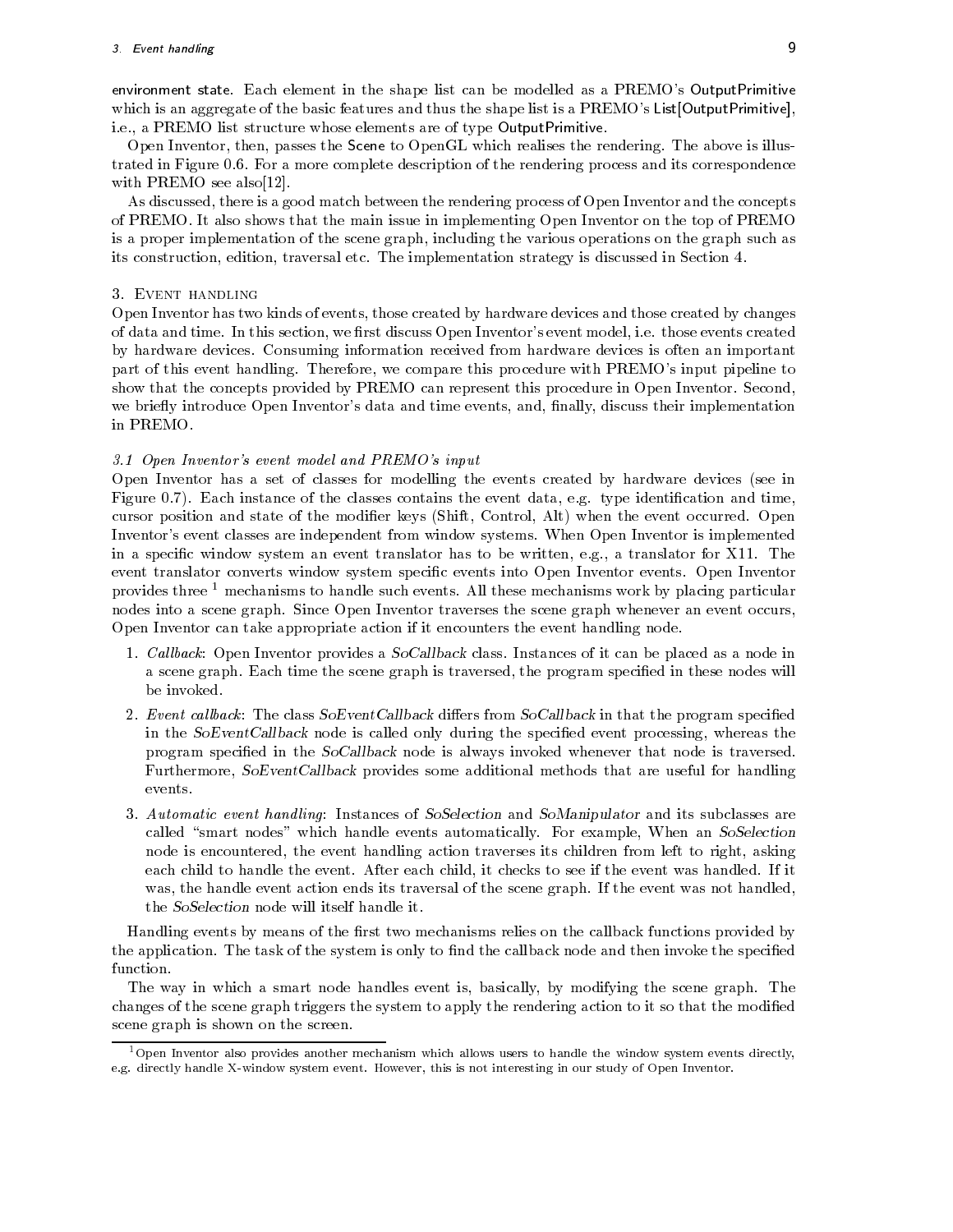environment state. Each element in the shape list can be modelled as a PREMO's OutputPrimitive which is an aggregate of the basic features and thus the shape list is a PREMO's List[OutputPrimitive], i.e., a PREMO list structure whose elements are of type OutputPrimitive.

Open Inventor, then, passes the Scene to OpenGL which realises the rendering. The above is illustrated in Figure 0.6. For a more complete description of the rendering process and its correspondence with PREMO see also[12].

As discussed, there is a good match between the rendering process of Open Inventor and the concepts of PREMO. It also shows that the main issue in implementing Open Inventor on the top of PREMO is a proper implementation of the scene graph, including the various operations on the graph such as its construction, edition, traversal etc. The implementation strategy is discussed in Section 4.

## 3. Event handling

Open Inventor has two kinds of events, those created by hardware devices and those created by changes of data and time. In this section, we first discuss Open Inventor's event model, i.e. those events created by hardware devices. Consuming information received from hardware devices is often an important part of this event handling. Therefore, we compare this procedure with PREMO's input pipeline to show that the concepts provided by PREMO can represent this procedure in Open Inventor. Second, we briefly introduce Open Inventor's data and time events, and, finally, discuss their implementation in PREMO.

### *3.1 Open Inventor's event model and PREMO's input*

Open Inventor has a set of classes for modelling the events created by hardware devices (see in Figure 0.7). Each instance of the classes contains the event data, e.g. type identification and time, cursor position and state of the modifier keys (Shift, Control, Alt) when the event occurred. Open Inventor's event classes are independent from window systems. When Open Inventor is implemented in a specific window system an event translator has to be written, e.g., a translator for X11. The event translator converts window system specific events into Open Inventor events. Open Inventor provides three [1] mechanisms to handle such events. All these mechanisms work by placing particular nodes into a scene graph. Since Open Inventor traverses the scene graph whenever an event occurs, Open Inventor can take appropriate action if it encounters the event handling node.

1. *Callback*: Open Inventor provides a *SoCallback* class. Instances of it can be placed as a node in a scene graph. Each time the scene graph is traversed, the program specified in these nodes will be invoked.
2. *Event callback*: The class *SoEventCallback* differs from *SoCallback* in that the program specified in the *SoEventCallback* node is called only during the specified event processing, whereas the program specified in the *SoCallback* node is always invoked whenever that node is traversed. Furthermore, *SoEventCallback* provides some additional methods that are useful for handling events.
3. *Automatic event handling*: Instances of *SoSelection* and *SoManipulator* and its subclasses are called "smart nodes" which handle events automatically. For example, When an *SoSelection* node is encountered, the event handling action traverses its children from left to right, asking each child to handle the event. After each child, it checks to see if the event was handled. If it was, the handle event action ends its traversal of the scene graph. If the event was not handled, the *SoSelection* node will itself handle it.

Handling events by means of the first two mechanisms relies on the callback functions provided by the application. The task of the system is only to find the callback node and then invoke the specified function.

The way in which a smart node handles event is, basically, by modifying the scene graph. The changes of the scene graph triggers the system to apply the rendering action to it so that the modified scene graph is shown on the screen.

[1] Open Inventor also provides another mechanism which allows users to handle the window system events directly, e.g. directly handle X-window system event. However, this is not interesting in our study of Open Inventor.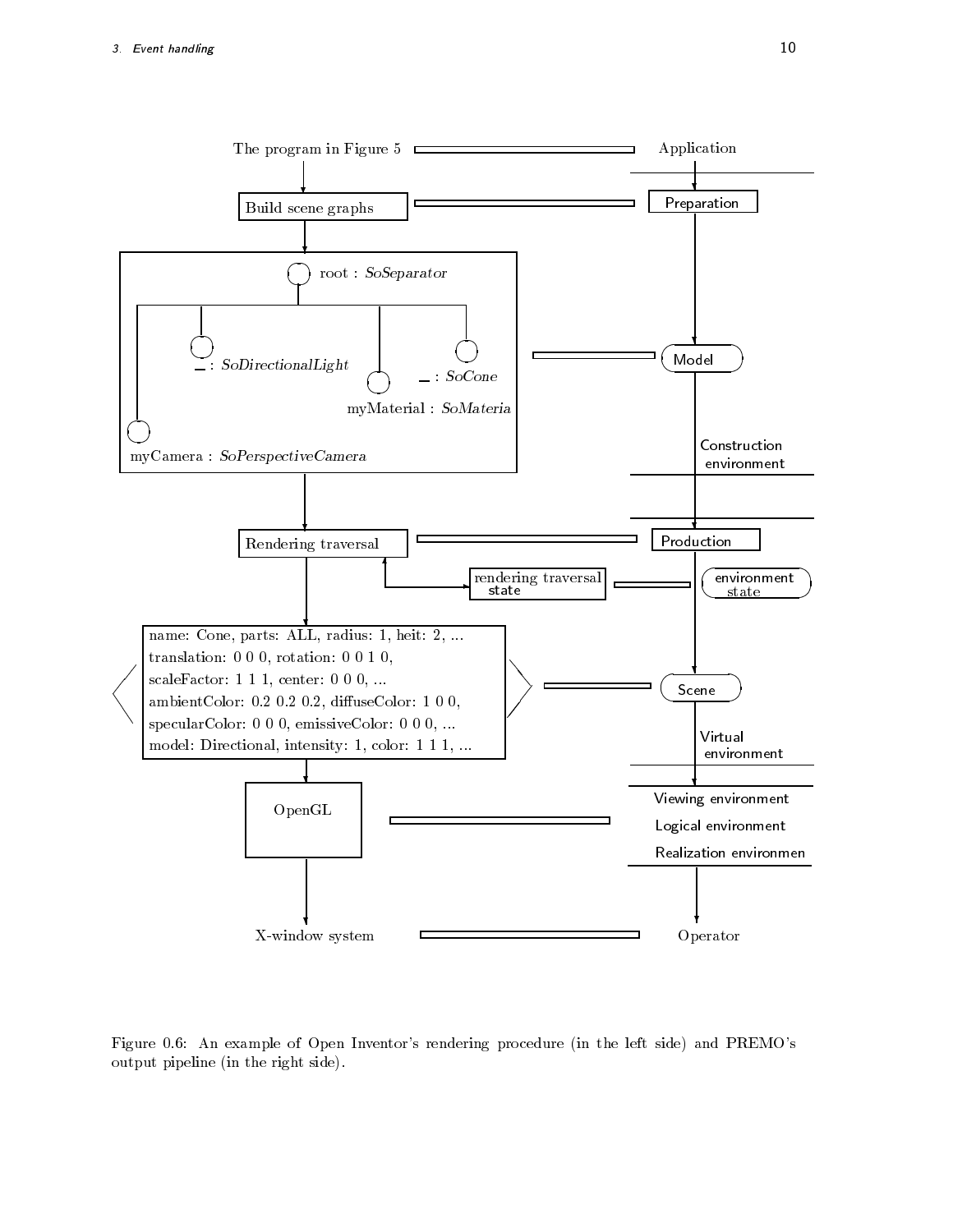The program in Figure 5 — Application

Build scene graphs — Preparation

root : *SoSeparator*

_ : *SoDirectionalLight*

_ : *SoCone*

myMaterial : *SoMateria*

myCamera : *SoPerspectiveCamera*

Model

Construction environment

Rendering traversal — Production

rendering traversal state — environment state

name: Cone, parts: ALL, radius: 1, heit: 2, ...
translation: 0 0 0, rotation: 0 0 1 0,
scaleFactor: 1 1 1, center: 0 0 0, ...
ambientColor: 0.2 0.2 0.2, diffuseColor: 1 0 0,
specularColor: 0 0 0, emissiveColor: 0 0 0, ...
model: Directional, intensity: 1, color: 1 1 1, ...

Scene

Virtual environment

OpenGL — Viewing environment, Logical environment, Realization environmen

X-window system — Operator

Figure 0.6: An example of Open Inventor's rendering procedure (in the left side) and PREMO's output pipeline (in the right side).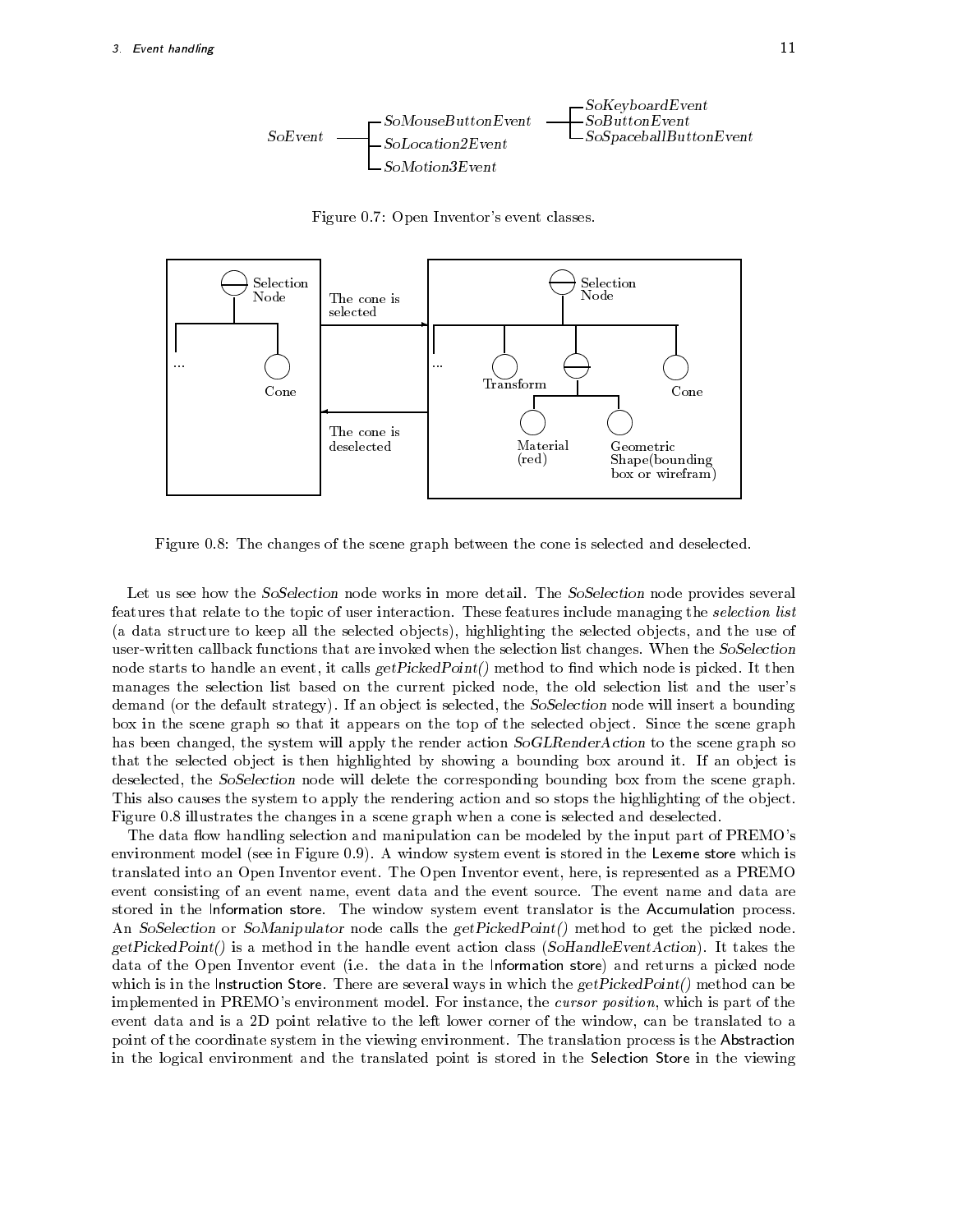SoEvent ── SoMouseButtonEvent / SoLocation2Event / SoMotion3Event; SoMouseButtonEvent ── SoKeyboardEvent / SoButtonEvent / SoSpaceballButtonEvent

Figure 0.7: Open Inventor's event classes.

Figure 0.8: The changes of the scene graph between the cone is selected and deselected.

Let us see how the *SoSelection* node works in more detail. The *SoSelection* node provides several features that relate to the topic of user interaction. These features include managing the *selection list* (a data structure to keep all the selected objects), highlighting the selected objects, and the use of user-written callback functions that are invoked when the selection list changes. When the *SoSelection* node starts to handle an event, it calls *getPickedPoint()* method to find which node is picked. It then manages the selection list based on the current picked node, the old selection list and the user's demand (or the default strategy). If an object is selected, the *SoSelection* node will insert a bounding box in the scene graph so that it appears on the top of the selected object. Since the scene graph has been changed, the system will apply the render action *SoGLRenderAction* to the scene graph so that the selected object is then highlighted by showing a bounding box around it. If an object is deselected, the *SoSelection* node will delete the corresponding bounding box from the scene graph. This also causes the system to apply the rendering action and so stops the highlighting of the object. Figure 0.8 illustrates the changes in a scene graph when a cone is selected and deselected.

The data flow handling selection and manipulation can be modeled by the input part of PREMO's environment model (see in Figure 0.9). A window system event is stored in the Lexeme store which is translated into an Open Inventor event. The Open Inventor event, here, is represented as a PREMO event consisting of an event name, event data and the event source. The event name and data are stored in the Information store. The window system event translator is the Accumulation process. An *SoSelection* or *SoManipulator* node calls the *getPickedPoint()* method to get the picked node. *getPickedPoint()* is a method in the handle event action class (*SoHandleEventAction*). It takes the data of the Open Inventor event (i.e. the data in the Information store) and returns a picked node which is in the Instruction Store. There are several ways in which the *getPickedPoint()* method can be implemented in PREMO's environment model. For instance, the *cursor position*, which is part of the event data and is a 2D point relative to the left lower corner of the window, can be translated to a point of the coordinate system in the viewing environment. The translation process is the Abstraction in the logical environment and the translated point is stored in the Selection Store in the viewing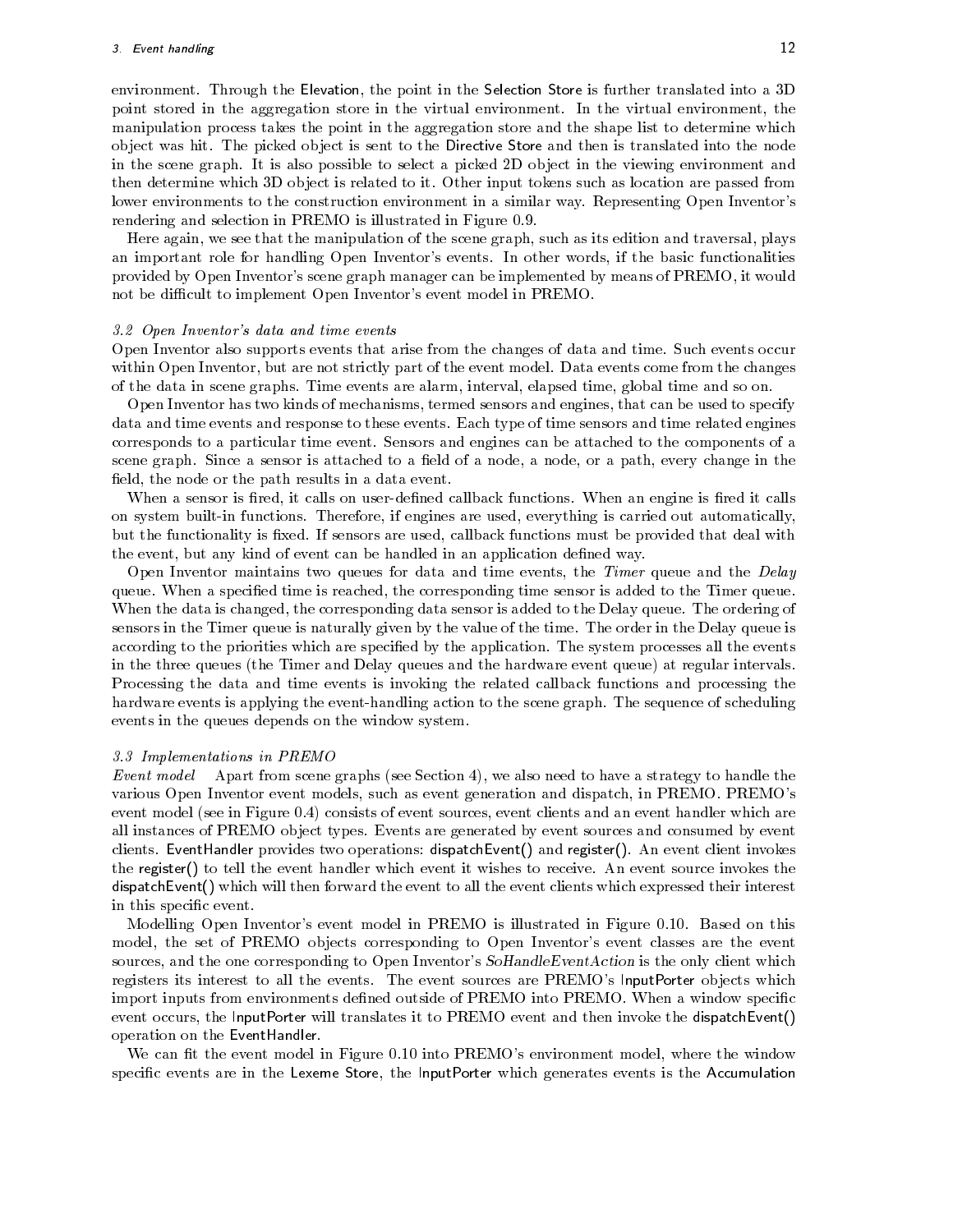environment. Through the Elevation, the point in the Selection Store is further translated into a 3D point stored in the aggregation store in the virtual environment. In the virtual environment, the manipulation process takes the point in the aggregation store and the shape list to determine which object was hit. The picked object is sent to the Directive Store and then is translated into the node in the scene graph. It is also possible to select a picked 2D object in the viewing environment and then determine which 3D object is related to it. Other input tokens such as location are passed from lower environments to the construction environment in a similar way. Representing Open Inventor's rendering and selection in PREMO is illustrated in Figure 0.9.

Here again, we see that the manipulation of the scene graph, such as its edition and traversal, plays an important role for handling Open Inventor's events. In other words, if the basic functionalities provided by Open Inventor's scene graph manager can be implemented by means of PREMO, it would not be difficult to implement Open Inventor's event model in PREMO.

### *3.2 Open Inventor's data and time events*

Open Inventor also supports events that arise from the changes of data and time. Such events occur within Open Inventor, but are not strictly part of the event model. Data events come from the changes of the data in scene graphs. Time events are alarm, interval, elapsed time, global time and so on.

Open Inventor has two kinds of mechanisms, termed sensors and engines, that can be used to specify data and time events and response to these events. Each type of time sensors and time related engines corresponds to a particular time event. Sensors and engines can be attached to the components of a scene graph. Since a sensor is attached to a field of a node, a node, or a path, every change in the field, the node or the path results in a data event.

When a sensor is fired, it calls on user-defined callback functions. When an engine is fired it calls on system built-in functions. Therefore, if engines are used, everything is carried out automatically, but the functionality is fixed. If sensors are used, callback functions must be provided that deal with the event, but any kind of event can be handled in an application defined way.

Open Inventor maintains two queues for data and time events, the *Timer* queue and the *Delay* queue. When a specified time is reached, the corresponding time sensor is added to the Timer queue. When the data is changed, the corresponding data sensor is added to the Delay queue. The ordering of sensors in the Timer queue is naturally given by the value of the time. The order in the Delay queue is according to the priorities which are specified by the application. The system processes all the events in the three queues (the Timer and Delay queues and the hardware event queue) at regular intervals. Processing the data and time events is invoking the related callback functions and processing the hardware events is applying the event-handling action to the scene graph. The sequence of scheduling events in the queues depends on the window system.

### *3.3 Implementations in PREMO*

*Event model* Apart from scene graphs (see Section 4), we also need to have a strategy to handle the various Open Inventor event models, such as event generation and dispatch, in PREMO. PREMO's event model (see in Figure 0.4) consists of event sources, event clients and an event handler which are all instances of PREMO object types. Events are generated by event sources and consumed by event clients. EventHandler provides two operations: dispatchEvent() and register(). An event client invokes the register() to tell the event handler which event it wishes to receive. An event source invokes the dispatchEvent() which will then forward the event to all the event clients which expressed their interest in this specific event.

Modelling Open Inventor's event model in PREMO is illustrated in Figure 0.10. Based on this model, the set of PREMO objects corresponding to Open Inventor's event classes are the event sources, and the one corresponding to Open Inventor's *SoHandleEventAction* is the only client which registers its interest to all the events. The event sources are PREMO's InputPorter objects which import inputs from environments defined outside of PREMO into PREMO. When a window specific event occurs, the InputPorter will translates it to PREMO event and then invoke the dispatchEvent() operation on the EventHandler.

We can fit the event model in Figure 0.10 into PREMO's environment model, where the window specific events are in the Lexeme Store, the InputPorter which generates events is the Accumulation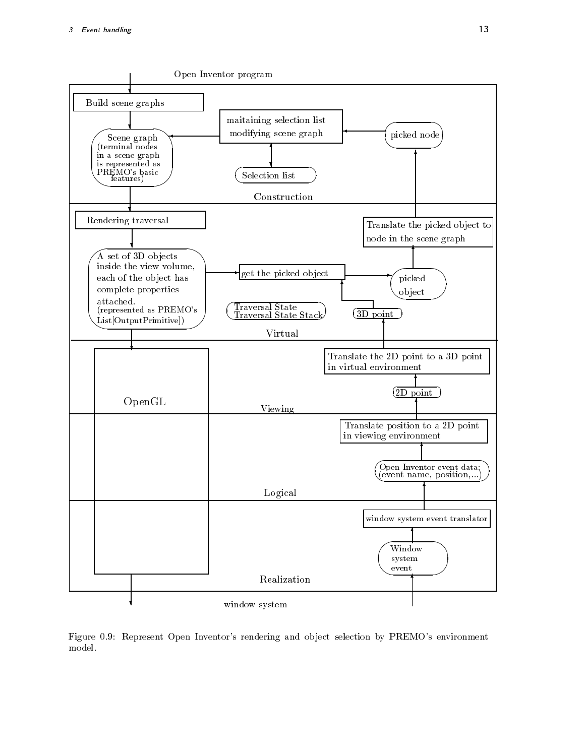Open Inventor program

Build scene graphs

maitaining selection list
modifying scene graph

picked node

Scene graph
(terminal nodes in a scene graph is represented as PREMO's basic features)

Selection list

Construction

Rendering traversal

Translate the picked object to node in the scene graph

A set of 3D objects inside the view volume, each of the object has complete properties attached.
(represented as PREMO's List[OutputPrimitive])

get the picked object

picked object

Traversal State
Traversal State Stack

3D point

Virtual

Translate the 2D point to a 3D point in virtual environment

2D point

OpenGL

Viewing

Translate position to a 2D point in viewing environment

Open Inventor event data:
(event name, position,...)

Logical

window system event translator

Window system event

Realization

window system

Figure 0.9: Represent Open Inventor's rendering and object selection by PREMO's environment model.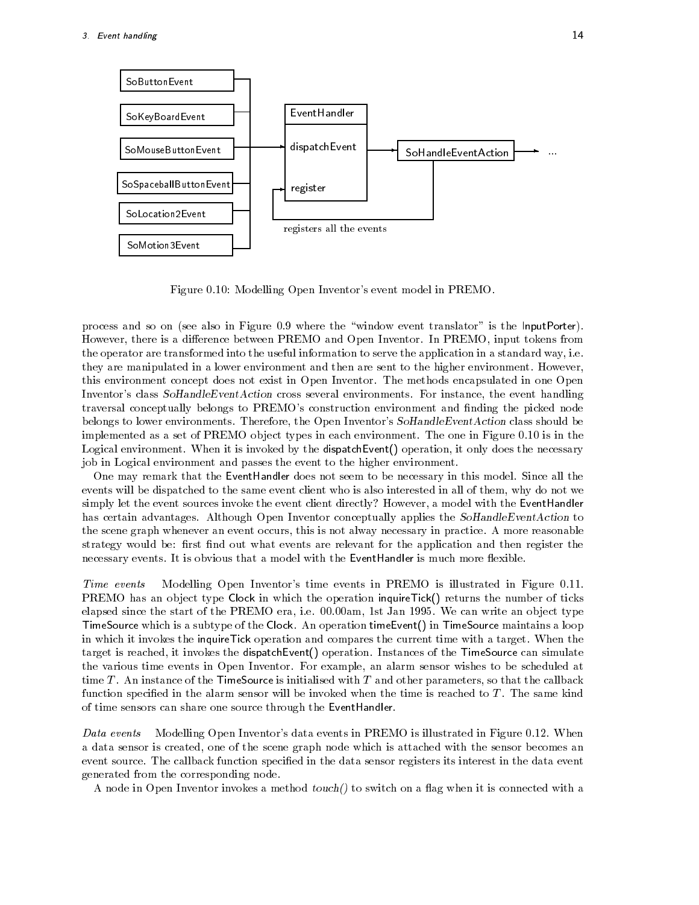Figure 0.10: Modelling Open Inventor's event model in PREMO.

process and so on (see also in Figure 0.9 where the "window event translator" is the InputPorter). However, there is a difference between PREMO and Open Inventor. In PREMO, input tokens from the operator are transformed into the useful information to serve the application in a standard way, i.e. they are manipulated in a lower environment and then are sent to the higher environment. However, this environment concept does not exist in Open Inventor. The methods encapsulated in one Open Inventor's class *SoHandleEventAction* cross several environments. For instance, the event handling traversal conceptually belongs to PREMO's construction environment and finding the picked node belongs to lower environments. Therefore, the Open Inventor's *SoHandleEventAction* class should be implemented as a set of PREMO object types in each environment. The one in Figure 0.10 is in the Logical environment. When it is invoked by the dispatchEvent() operation, it only does the necessary job in Logical environment and passes the event to the higher environment.

One may remark that the EventHandler does not seem to be necessary in this model. Since all the events will be dispatched to the same event client who is also interested in all of them, why do not we simply let the event sources invoke the event client directly? However, a model with the EventHandler has certain advantages. Although Open Inventor conceptually applies the *SoHandleEventAction* to the scene graph whenever an event occurs, this is not alway necessary in practice. A more reasonable strategy would be: first find out what events are relevant for the application and then register the necessary events. It is obvious that a model with the EventHandler is much more flexible.

*Time events* Modelling Open Inventor's time events in PREMO is illustrated in Figure 0.11. PREMO has an object type Clock in which the operation inquireTick() returns the number of ticks elapsed since the start of the PREMO era, i.e. 00.00am, 1st Jan 1995. We can write an object type TimeSource which is a subtype of the Clock. An operation timeEvent() in TimeSource maintains a loop in which it invokes the inquireTick operation and compares the current time with a target. When the target is reached, it invokes the dispatchEvent() operation. Instances of the TimeSource can simulate the various time events in Open Inventor. For example, an alarm sensor wishes to be scheduled at time $T$. An instance of the TimeSource is initialised with $T$ and other parameters, so that the callback function specified in the alarm sensor will be invoked when the time is reached to $T$. The same kind of time sensors can share one source through the EventHandler.

*Data events* Modelling Open Inventor's data events in PREMO is illustrated in Figure 0.12. When a data sensor is created, one of the scene graph node which is attached with the sensor becomes an event source. The callback function specified in the data sensor registers its interest in the data event generated from the corresponding node.

A node in Open Inventor invokes a method *touch()* to switch on a flag when it is connected with a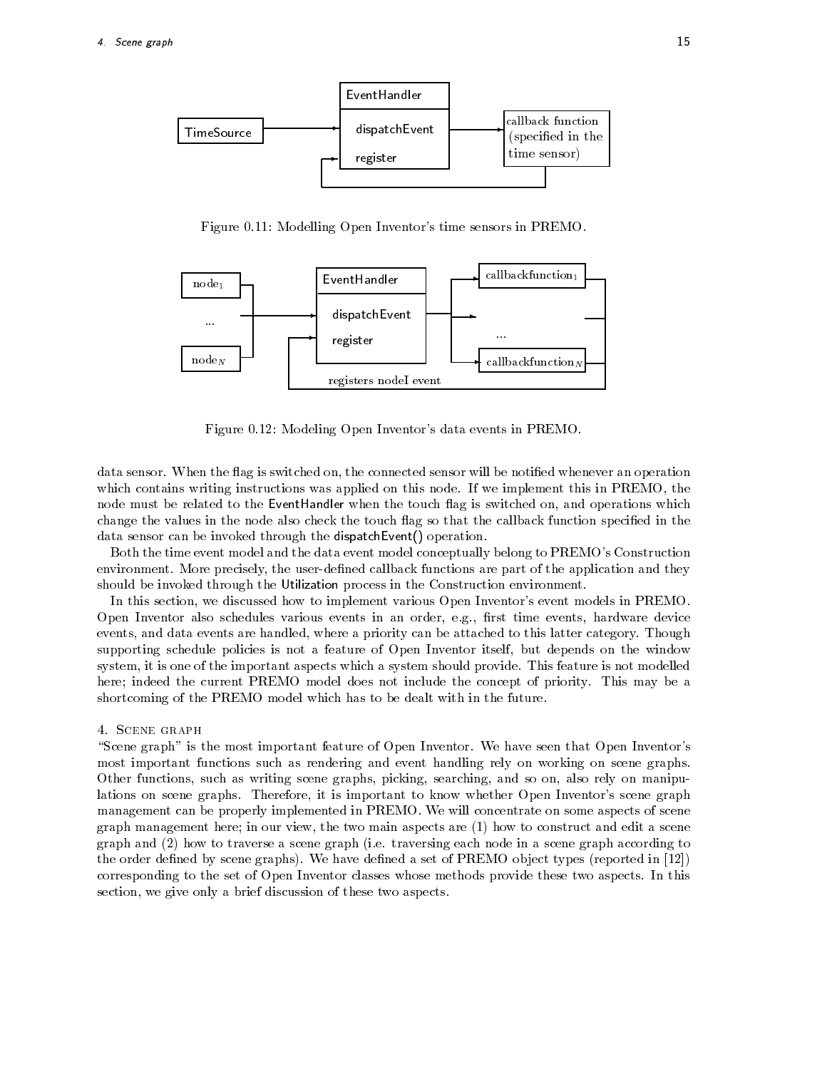Figure 0.11: Modelling Open Inventor's time sensors in PREMO.

Figure 0.12: Modeling Open Inventor's data events in PREMO.

data sensor. When the flag is switched on, the connected sensor will be notified whenever an operation which contains writing instructions was applied on this node. If we implement this in PREMO, the node must be related to the EventHandler when the touch flag is switched on, and operations which change the values in the node also check the touch flag so that the callback function specified in the data sensor can be invoked through the dispatchEvent() operation.

Both the time event model and the data event model conceptually belong to PREMO's Construction environment. More precisely, the user-defined callback functions are part of the application and they should be invoked through the Utilization process in the Construction environment.

In this section, we discussed how to implement various Open Inventor's event models in PREMO. Open Inventor also schedules various events in an order, e.g., first time events, hardware device events, and data events are handled, where a priority can be attached to this latter category. Though supporting schedule policies is not a feature of Open Inventor itself, but depends on the window system, it is one of the important aspects which a system should provide. This feature is not modelled here; indeed the current PREMO model does not include the concept of priority. This may be a shortcoming of the PREMO model which has to be dealt with in the future.

## 4. Scene graph

"Scene graph" is the most important feature of Open Inventor. We have seen that Open Inventor's most important functions such as rendering and event handling rely on working on scene graphs. Other functions, such as writing scene graphs, picking, searching, and so on, also rely on manipulations on scene graphs. Therefore, it is important to know whether Open Inventor's scene graph management can be properly implemented in PREMO. We will concentrate on some aspects of scene graph management here; in our view, the two main aspects are (1) how to construct and edit a scene graph and (2) how to traverse a scene graph (i.e. traversing each node in a scene graph according to the order defined by scene graphs). We have defined a set of PREMO object types (reported in [12]) corresponding to the set of Open Inventor classes whose methods provide these two aspects. In this section, we give only a brief discussion of these two aspects.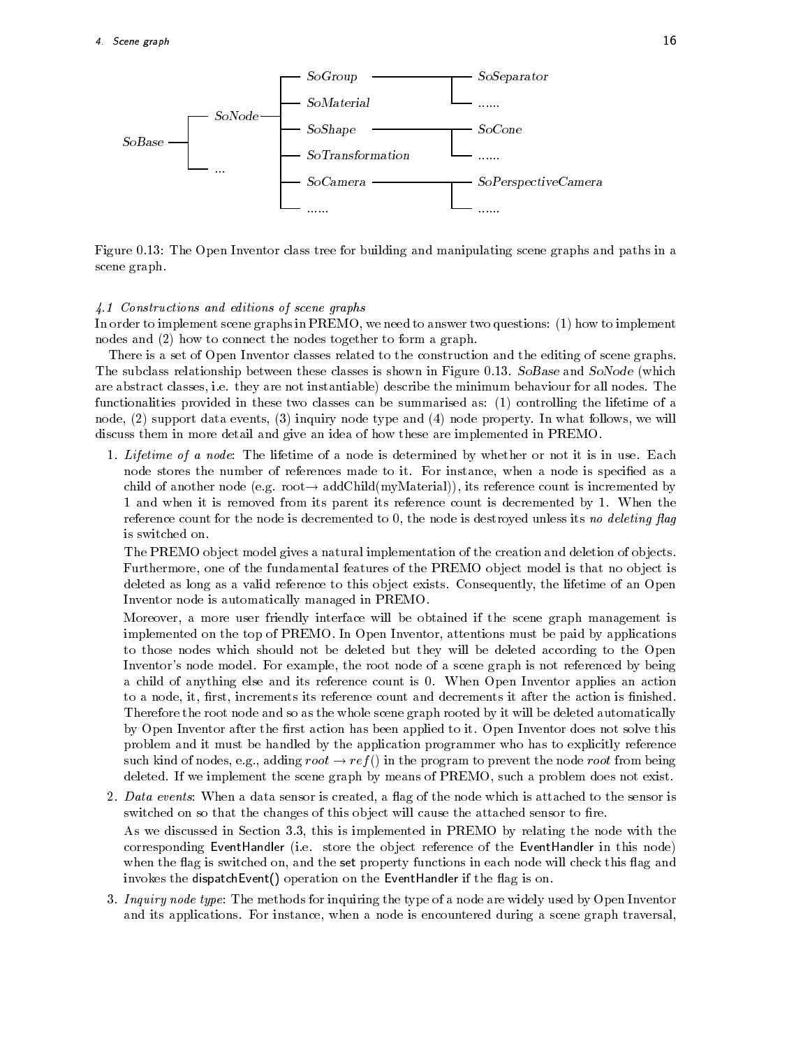SoBase
- SoNode
  - SoGroup
    - SoSeparator
    - ......
  - SoMaterial
  - SoShape
    - SoCone
    - ......
  - SoTransformation
  - SoCamera
    - SoPerspectiveCamera
    - ......
  - ......
- ...

Figure 0.13: The Open Inventor class tree for building and manipulating scene graphs and paths in a scene graph.

*4.1 Constructions and editions of scene graphs*

In order to implement scene graphs in PREMO, we need to answer two questions: (1) how to implement nodes and (2) how to connect the nodes together to form a graph.

There is a set of Open Inventor classes related to the construction and the editing of scene graphs. The subclass relationship between these classes is shown in Figure 0.13. *SoBase* and *SoNode* (which are abstract classes, i.e. they are not instantiable) describe the minimum behaviour for all nodes. The functionalities provided in these two classes can be summarised as: (1) controlling the lifetime of a node, (2) support data events, (3) inquiry node type and (4) node property. In what follows, we will discuss them in more detail and give an idea of how these are implemented in PREMO.

1. *Lifetime of a node*: The lifetime of a node is determined by whether or not it is in use. Each node stores the number of references made to it. For instance, when a node is specified as a child of another node (e.g. root→ addChild(myMaterial)), its reference count is incremented by 1 and when it is removed from its parent its reference count is decremented by 1. When the reference count for the node is decremented to 0, the node is destroyed unless its *no deleting flag* is switched on.

   The PREMO object model gives a natural implementation of the creation and deletion of objects. Furthermore, one of the fundamental features of the PREMO object model is that no object is deleted as long as a valid reference to this object exists. Consequently, the lifetime of an Open Inventor node is automatically managed in PREMO.

   Moreover, a more user friendly interface will be obtained if the scene graph management is implemented on the top of PREMO. In Open Inventor, attentions must be paid by applications to those nodes which should not be deleted but they will be deleted according to the Open Inventor's node model. For example, the root node of a scene graph is not referenced by being a child of anything else and its reference count is 0. When Open Inventor applies an action to a node, it, first, increments its reference count and decrements it after the action is finished. Therefore the root node and so as the whole scene graph rooted by it will be deleted automatically by Open Inventor after the first action has been applied to it. Open Inventor does not solve this problem and it must be handled by the application programmer who has to explicitly reference such kind of nodes, e.g., adding $root \rightarrow ref()$ in the program to prevent the node *root* from being deleted. If we implement the scene graph by means of PREMO, such a problem does not exist.

2. *Data events*: When a data sensor is created, a flag of the node which is attached to the sensor is switched on so that the changes of this object will cause the attached sensor to fire.

   As we discussed in Section 3.3, this is implemented in PREMO by relating the node with the corresponding EventHandler (i.e. store the object reference of the EventHandler in this node) when the flag is switched on, and the set property functions in each node will check this flag and invokes the dispatchEvent() operation on the EventHandler if the flag is on.

3. *Inquiry node type*: The methods for inquiring the type of a node are widely used by Open Inventor and its applications. For instance, when a node is encountered during a scene graph traversal,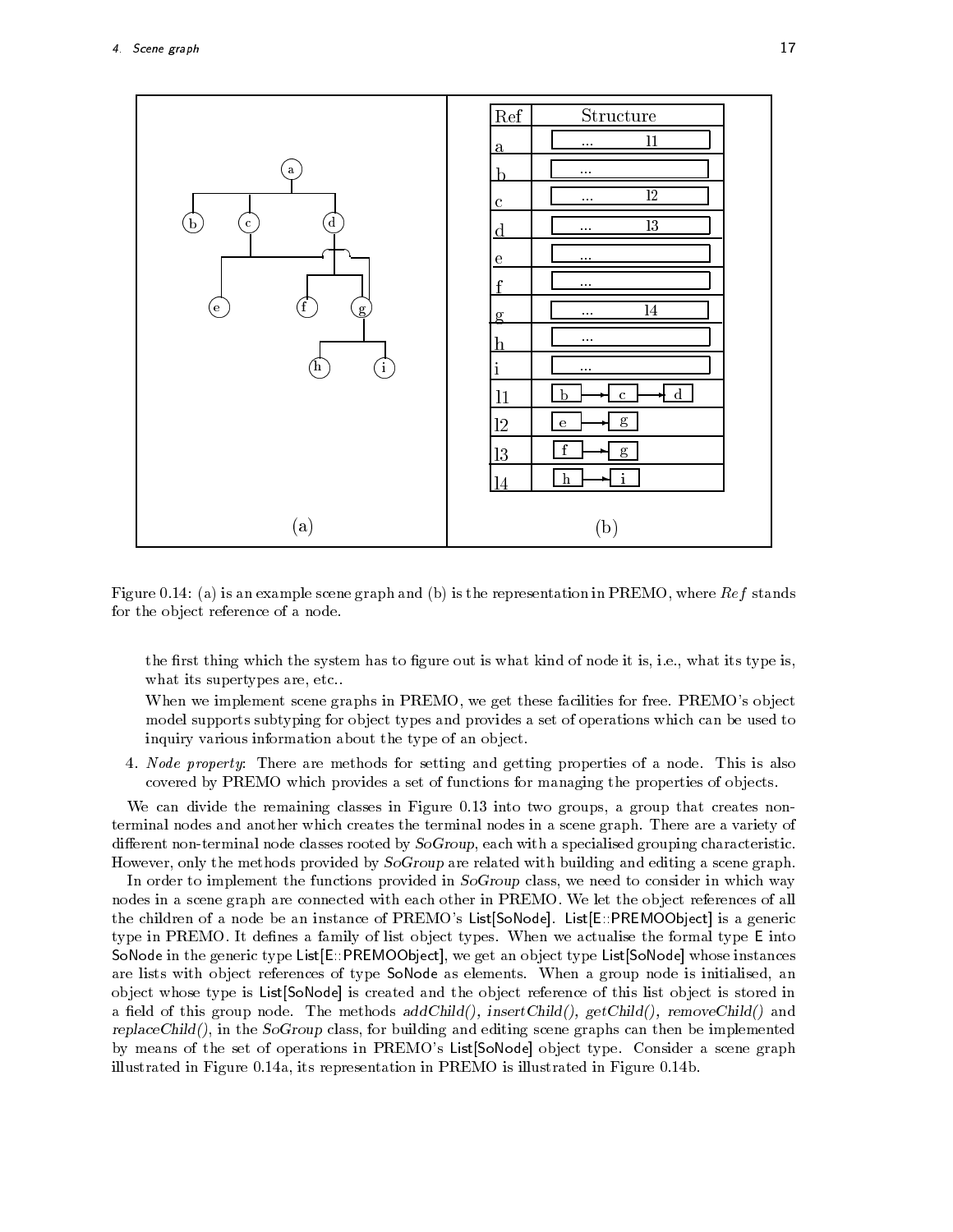| Ref | Structure |
|---|---|
| a | ... l1 |
| b | ... |
| c | ... l2 |
| d | ... l3 |
| e | ... |
| f | ... |
| g | ... l4 |
| h | ... |
| i | ... |
| l1 | b → c → d |
| l2 | e → g |
| l3 | f → g |
| l4 | h → i |

Figure 0.14: (a) is an example scene graph and (b) is the representation in PREMO, where *Ref* stands for the object reference of a node.

the first thing which the system has to figure out is what kind of node it is, i.e., what its type is, what its supertypes are, etc..

When we implement scene graphs in PREMO, we get these facilities for free. PREMO's object model supports subtyping for object types and provides a set of operations which can be used to inquiry various information about the type of an object.

4. *Node property*: There are methods for setting and getting properties of a node. This is also covered by PREMO which provides a set of functions for managing the properties of objects.

We can divide the remaining classes in Figure 0.13 into two groups, a group that creates non-terminal nodes and another which creates the terminal nodes in a scene graph. There are a variety of different non-terminal node classes rooted by *SoGroup*, each with a specialised grouping characteristic. However, only the methods provided by *SoGroup* are related with building and editing a scene graph.

In order to implement the functions provided in *SoGroup* class, we need to consider in which way nodes in a scene graph are connected with each other in PREMO. We let the object references of all the children of a node be an instance of PREMO's List[SoNode]. List[E::PREMOObject] is a generic type in PREMO. It defines a family of list object types. When we actualise the formal type E into SoNode in the generic type List[E::PREMOObject], we get an object type List[SoNode] whose instances are lists with object references of type SoNode as elements. When a group node is initialised, an object whose type is List[SoNode] is created and the object reference of this list object is stored in a field of this group node. The methods *addChild(), insertChild(), getChild(), removeChild()* and *replaceChild()*, in the *SoGroup* class, for building and editing scene graphs can then be implemented by means of the set of operations in PREMO's List[SoNode] object type. Consider a scene graph illustrated in Figure 0.14a, its representation in PREMO is illustrated in Figure 0.14b.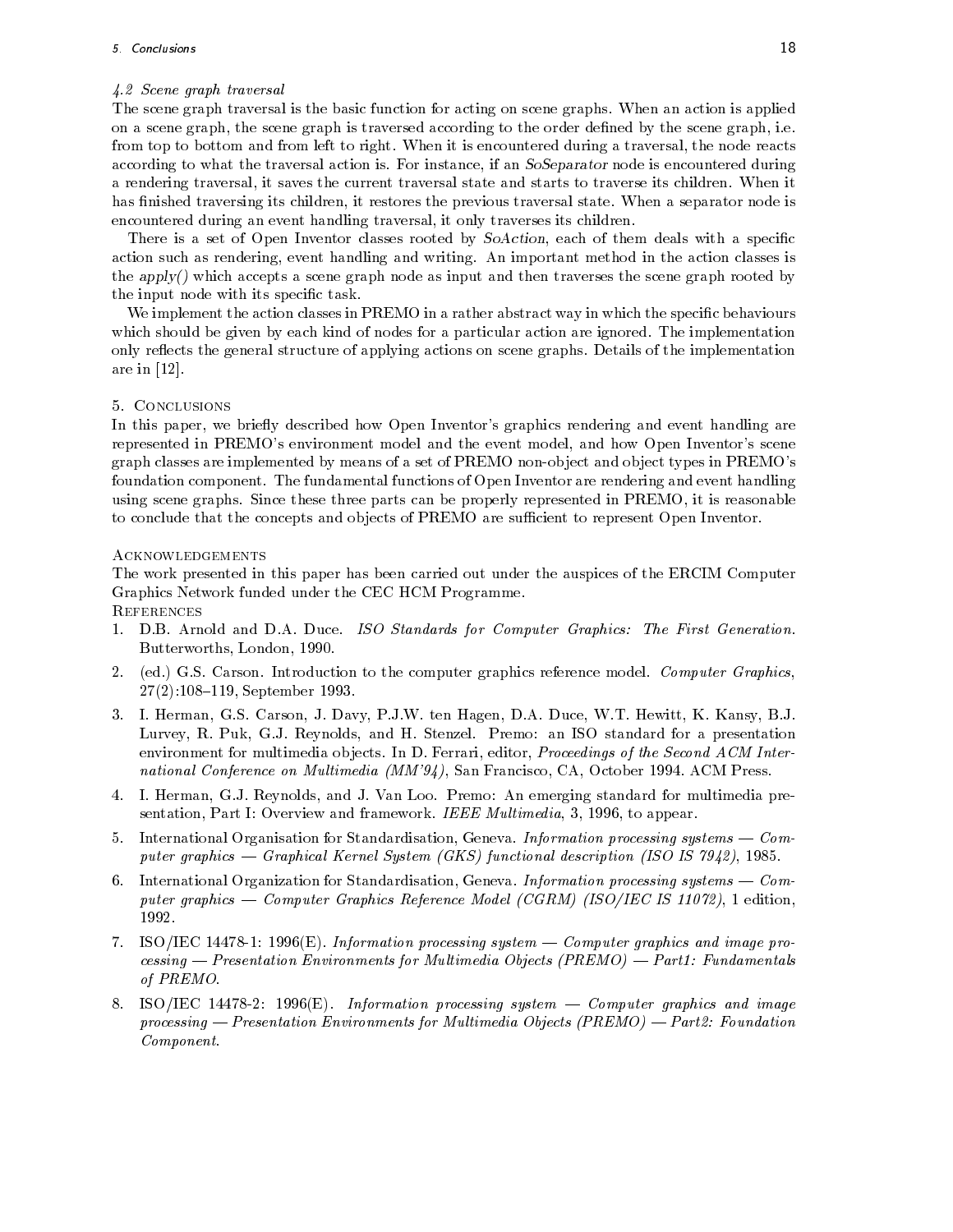### 4.2 Scene graph traversal

The scene graph traversal is the basic function for acting on scene graphs. When an action is applied on a scene graph, the scene graph is traversed according to the order defined by the scene graph, i.e. from top to bottom and from left to right. When it is encountered during a traversal, the node reacts according to what the traversal action is. For instance, if an *SoSeparator* node is encountered during a rendering traversal, it saves the current traversal state and starts to traverse its children. When it has finished traversing its children, it restores the previous traversal state. When a separator node is encountered during an event handling traversal, it only traverses its children.

There is a set of Open Inventor classes rooted by *SoAction*, each of them deals with a specific action such as rendering, event handling and writing. An important method in the action classes is the *apply()* which accepts a scene graph node as input and then traverses the scene graph rooted by the input node with its specific task.

We implement the action classes in PREMO in a rather abstract way in which the specific behaviours which should be given by each kind of nodes for a particular action are ignored. The implementation only reflects the general structure of applying actions on scene graphs. Details of the implementation are in [12].

## 5. Conclusions

In this paper, we briefly described how Open Inventor's graphics rendering and event handling are represented in PREMO's environment model and the event model, and how Open Inventor's scene graph classes are implemented by means of a set of PREMO non-object and object types in PREMO's foundation component. The fundamental functions of Open Inventor are rendering and event handling using scene graphs. Since these three parts can be properly represented in PREMO, it is reasonable to conclude that the concepts and objects of PREMO are sufficient to represent Open Inventor.

## Acknowledgements

The work presented in this paper has been carried out under the auspices of the ERCIM Computer Graphics Network funded under the CEC HCM Programme.

## References

1. D.B. Arnold and D.A. Duce. *ISO Standards for Computer Graphics: The First Generation.* Butterworths, London, 1990.
2. (ed.) G.S. Carson. Introduction to the computer graphics reference model. *Computer Graphics*, 27(2):108–119, September 1993.
3. I. Herman, G.S. Carson, J. Davy, P.J.W. ten Hagen, D.A. Duce, W.T. Hewitt, K. Kansy, B.J. Lurvey, R. Puk, G.J. Reynolds, and H. Stenzel. Premo: an ISO standard for a presentation environment for multimedia objects. In D. Ferrari, editor, *Proceedings of the Second ACM International Conference on Multimedia (MM'94)*, San Francisco, CA, October 1994. ACM Press.
4. I. Herman, G.J. Reynolds, and J. Van Loo. Premo: An emerging standard for multimedia presentation, Part I: Overview and framework. *IEEE Multimedia*, 3, 1996, to appear.
5. International Organisation for Standardisation, Geneva. *Information processing systems — Computer graphics — Graphical Kernel System (GKS) functional description (ISO IS 7942)*, 1985.
6. International Organization for Standardisation, Geneva. *Information processing systems — Computer graphics — Computer Graphics Reference Model (CGRM) (ISO/IEC IS 11072)*, 1 edition, 1992.
7. ISO/IEC 14478-1: 1996(E). *Information processing system — Computer graphics and image processing — Presentation Environments for Multimedia Objects (PREMO) — Part1: Fundamentals of PREMO.*
8. ISO/IEC 14478-2: 1996(E). *Information processing system — Computer graphics and image processing — Presentation Environments for Multimedia Objects (PREMO) — Part2: Foundation Component.*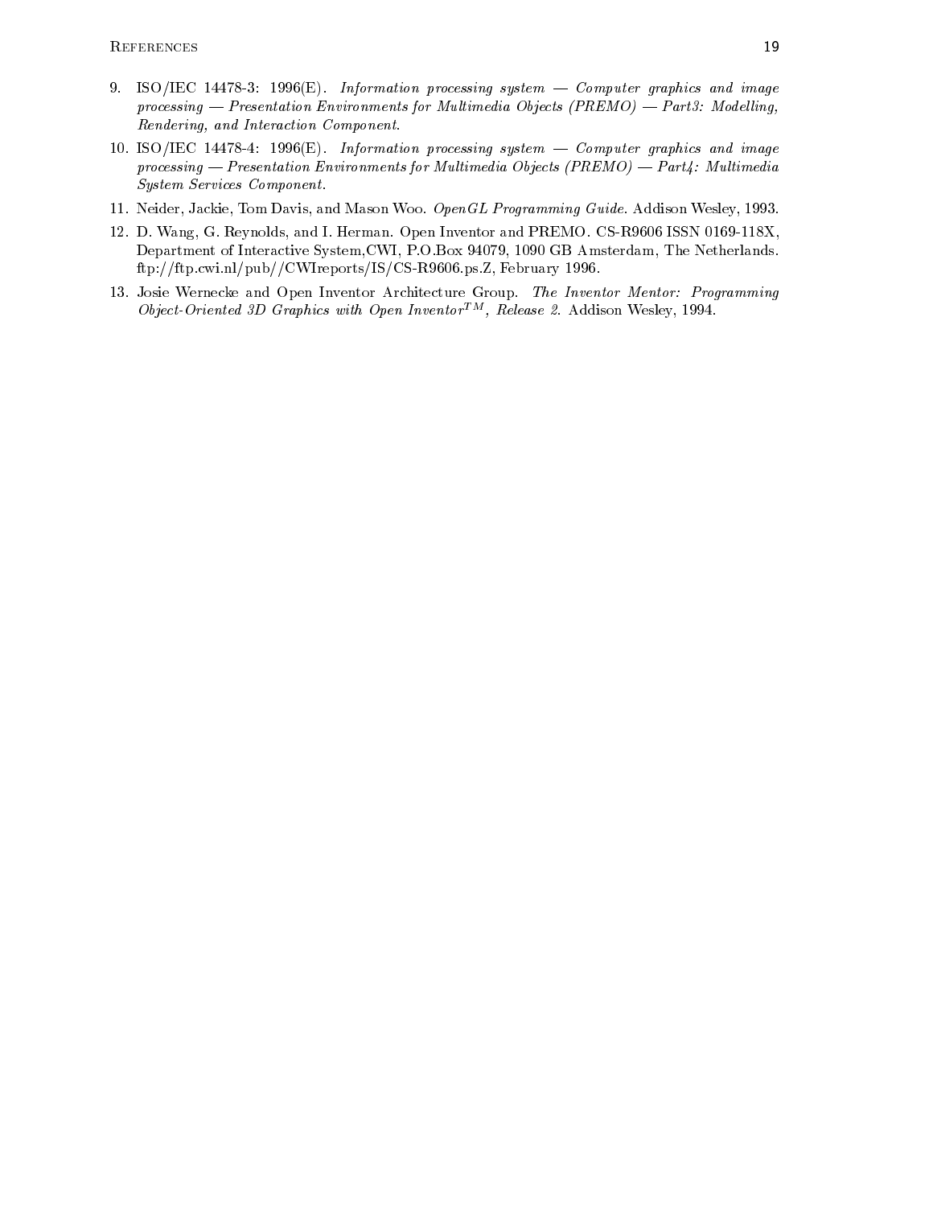9. ISO/IEC 14478-3: 1996(E). *Information processing system — Computer graphics and image processing — Presentation Environments for Multimedia Objects (PREMO) — Part3: Modelling, Rendering, and Interaction Component*.
10. ISO/IEC 14478-4: 1996(E). *Information processing system — Computer graphics and image processing — Presentation Environments for Multimedia Objects (PREMO) — Part4: Multimedia System Services Component*.
11. Neider, Jackie, Tom Davis, and Mason Woo. *OpenGL Programming Guide*. Addison Wesley, 1993.
12. D. Wang, G. Reynolds, and I. Herman. Open Inventor and PREMO. CS-R9606 ISSN 0169-118X, Department of Interactive System,CWI, P.O.Box 94079, 1090 GB Amsterdam, The Netherlands. ftp://ftp.cwi.nl/pub//CWIreports/IS/CS-R9606.ps.Z, February 1996.
13. Josie Wernecke and Open Inventor Architecture Group. *The Inventor Mentor: Programming Object-Oriented 3D Graphics with Open Inventor$^{TM}$, Release 2*. Addison Wesley, 1994.